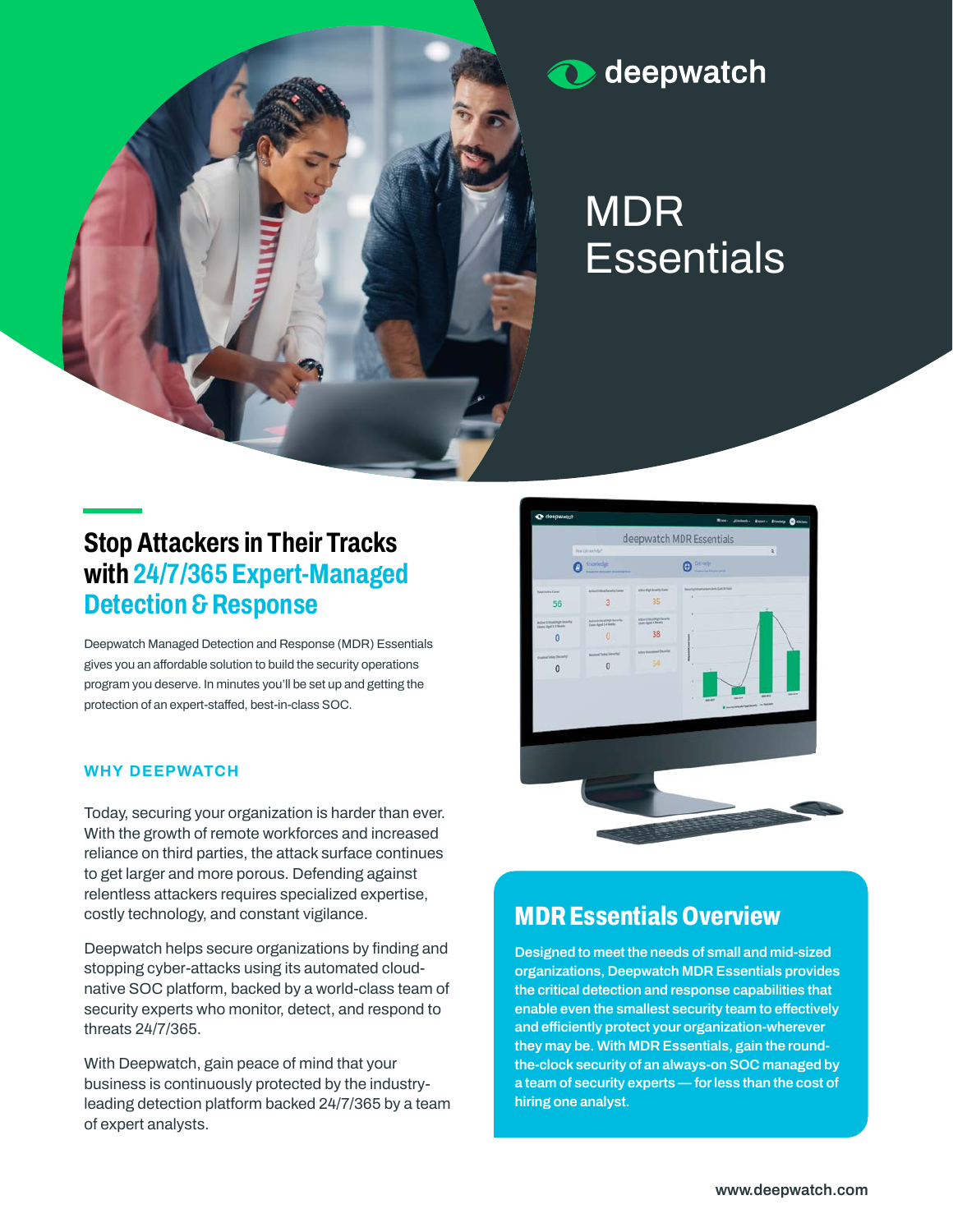deepwatch

# MDR Essentials

## Stop Attackers in Their Tracks with 24/7/365 Expert-Managed Detection & Response

Deepwatch Managed Detection and Response (MDR) Essentials gives you an affordable solution to build the security operations program you deserve. In minutes you'll be set up and getting the protection of an expert-staffed, best-in-class SOC.

### WHY DEEPWATCH

Today, securing your organization is harder than ever. With the growth of remote workforces and increased reliance on third parties, the attack surface continues to get larger and more porous. Defending against relentless attackers requires specialized expertise, costly technology, and constant vigilance.

Deepwatch helps secure organizations by finding and stopping cyber-attacks using its automated cloud-native SOC platform, backed by a world-class team of security experts who monitor, detect, and respond to threats 24/7/365.

With Deepwatch, gain peace of mind that your business is continuously protected by the industry-leading detection platform backed 24/7/365 by a team of expert analysts.

## MDR Essentials Overview

**Designed to meet the needs of small and mid-sized organizations, Deepwatch MDR Essentials provides the critical detection and response capabilities that enable even the smallest security team to effectively and efficiently protect your organization-wherever they may be. With MDR Essentials, gain the round-the-clock security of an always-on SOC managed by a team of security experts — for less than the cost of hiring one analyst.**

www.deepwatch.com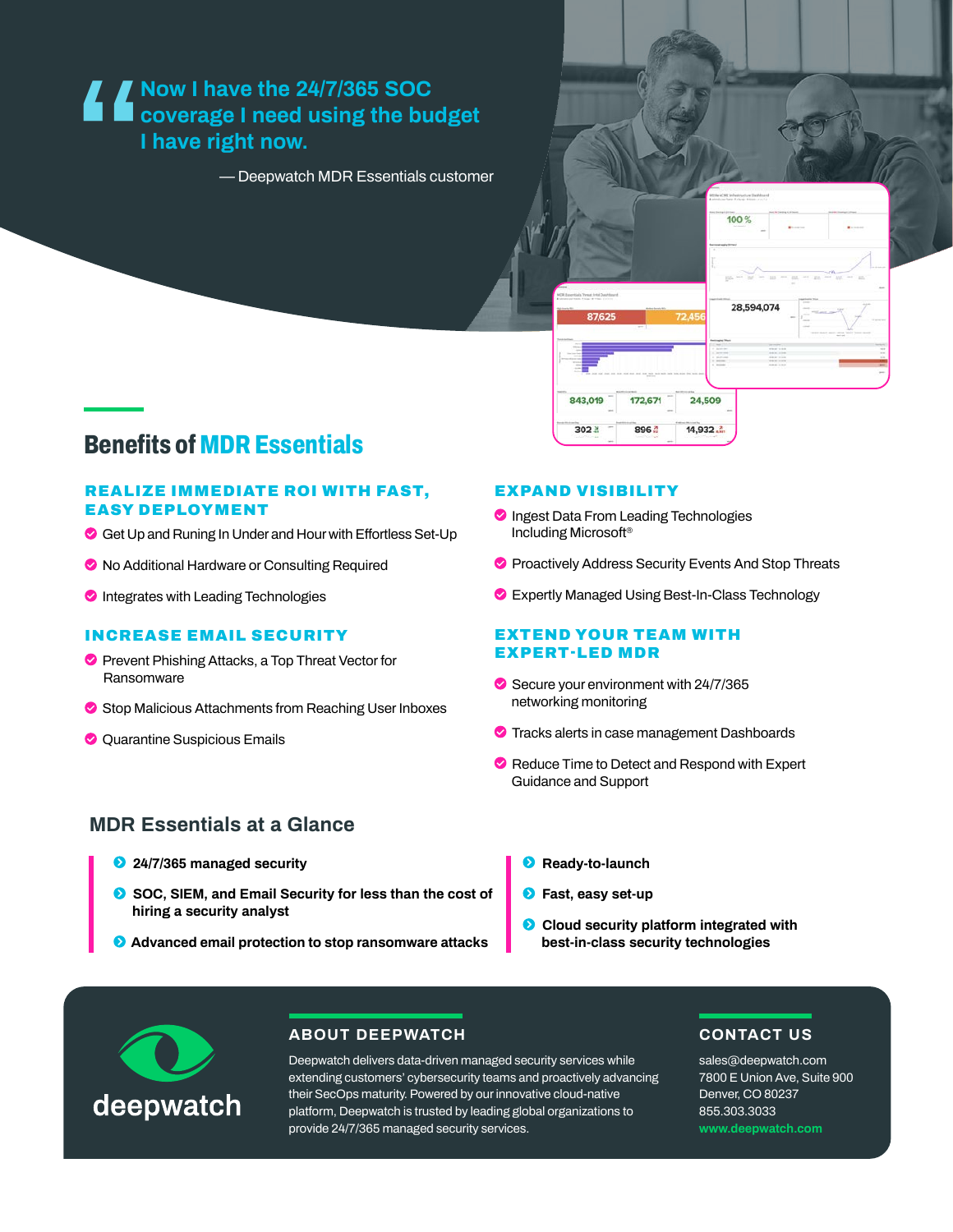> **Now I have the 24/7/365 SOC coverage I need using the budget I have right now.**
>
> — Deepwatch MDR Essentials customer

## Benefits of MDR Essentials

### REALIZE IMMEDIATE ROI WITH FAST, EASY DEPLOYMENT

- Get Up and Runing In Under and Hour with Effortless Set-Up
- No Additional Hardware or Consulting Required
- Integrates with Leading Technologies

### INCREASE EMAIL SECURITY

- Prevent Phishing Attacks, a Top Threat Vector for Ransomware
- Stop Malicious Attachments from Reaching User Inboxes
- Quarantine Suspicious Emails

### EXPAND VISIBILITY

- Ingest Data From Leading Technologies Including Microsoft®
- Proactively Address Security Events And Stop Threats
- Expertly Managed Using Best-In-Class Technology

### EXTEND YOUR TEAM WITH EXPERT-LED MDR

- Secure your environment with 24/7/365 networking monitoring
- Tracks alerts in case management Dashboards
- Reduce Time to Detect and Respond with Expert Guidance and Support

## MDR Essentials at a Glance

- **24/7/365 managed security**
- **SOC, SIEM, and Email Security for less than the cost of hiring a security analyst**
- **Advanced email protection to stop ransomware attacks**
- **Ready-to-launch**
- **Fast, easy set-up**
- **Cloud security platform integrated with best-in-class security technologies**

deepwatch

### ABOUT DEEPWATCH

Deepwatch delivers data-driven managed security services while extending customers' cybersecurity teams and proactively advancing their SecOps maturity. Powered by our innovative cloud-native platform, Deepwatch is trusted by leading global organizations to provide 24/7/365 managed security services.

### CONTACT US

sales@deepwatch.com
7800 E Union Ave, Suite 900
Denver, CO 80237
855.303.3033
www.deepwatch.com